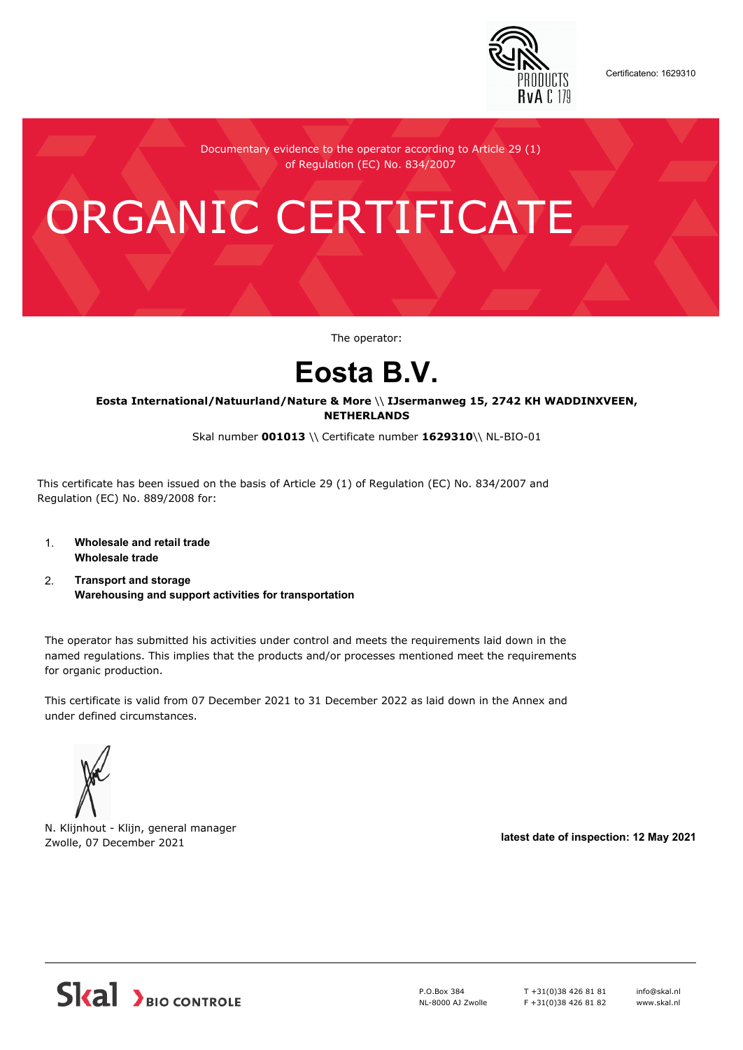Certificateno: 1629310

Documentary evidence to the operator according to Article 29 (1) of Regulation (EC) No. 834/2007

# ORGANIC CERTIFICATE

The operator:

# Eosta B.V.

**Eosta International/Natuurland/Nature & More \\ IJsermanweg 15, 2742 KH WADDINXVEEN, NETHERLANDS**

Skal number **001013** \\ Certificate number **1629310**\\ NL-BIO-01

This certificate has been issued on the basis of Article 29 (1) of Regulation (EC) No. 834/2007 and Regulation (EC) No. 889/2008 for:

1. **Wholesale and retail trade**
   **Wholesale trade**
2. **Transport and storage**
   **Warehousing and support activities for transportation**

The operator has submitted his activities under control and meets the requirements laid down in the named regulations. This implies that the products and/or processes mentioned meet the requirements for organic production.

This certificate is valid from 07 December 2021 to 31 December 2022 as laid down in the Annex and under defined circumstances.

N. Klijnhout - Klijn, general manager
Zwolle, 07 December 2021

**latest date of inspection: 12 May 2021**

Skal BIO CONTROLE

P.O.Box 384
NL-8000 AJ Zwolle

T +31(0)38 426 81 81
F +31(0)38 426 81 82

info@skal.nl
www.skal.nl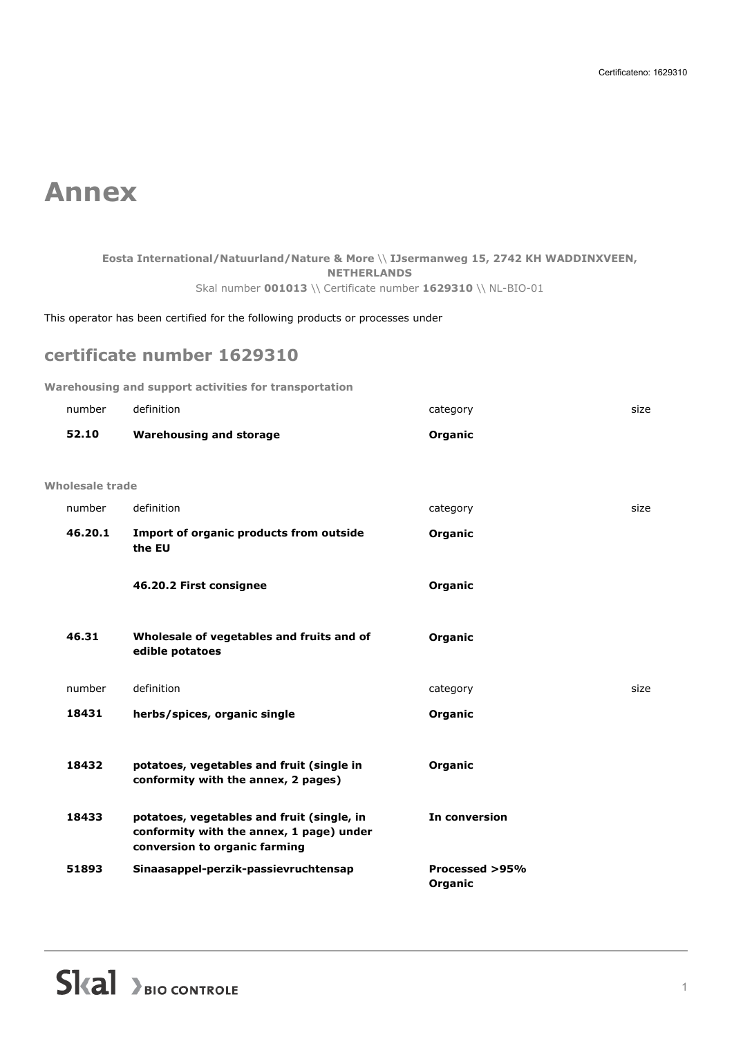# Annex

**Eosta International/Natuurland/Nature & More** \\ **IJsermanweg 15, 2742 KH WADDINXVEEN, NETHERLANDS**
Skal number **001013** \\ Certificate number **1629310** \\ NL-BIO-01

This operator has been certified for the following products or processes under

## certificate number 1629310

### Warehousing and support activities for transportation

| number | definition | category | size |
|---|---|---|---|
| **52.10** | **Warehousing and storage** | **Organic** | |

### Wholesale trade

| number | definition | category | size |
|---|---|---|---|
| **46.20.1** | **Import of organic products from outside the EU** | **Organic** | |
| | **46.20.2 First consignee** | **Organic** | |
| **46.31** | **Wholesale of vegetables and fruits and of edible potatoes** | **Organic** | |

| number | definition | category | size |
|---|---|---|---|
| **18431** | **herbs/spices, organic single** | **Organic** | |
| **18432** | **potatoes, vegetables and fruit (single in conformity with the annex, 2 pages)** | **Organic** | |
| **18433** | **potatoes, vegetables and fruit (single, in conformity with the annex, 1 page) under conversion to organic farming** | **In conversion** | |
| **51893** | **Sinaasappel-perzik-passievruchtensap** | **Processed >95% Organic** | |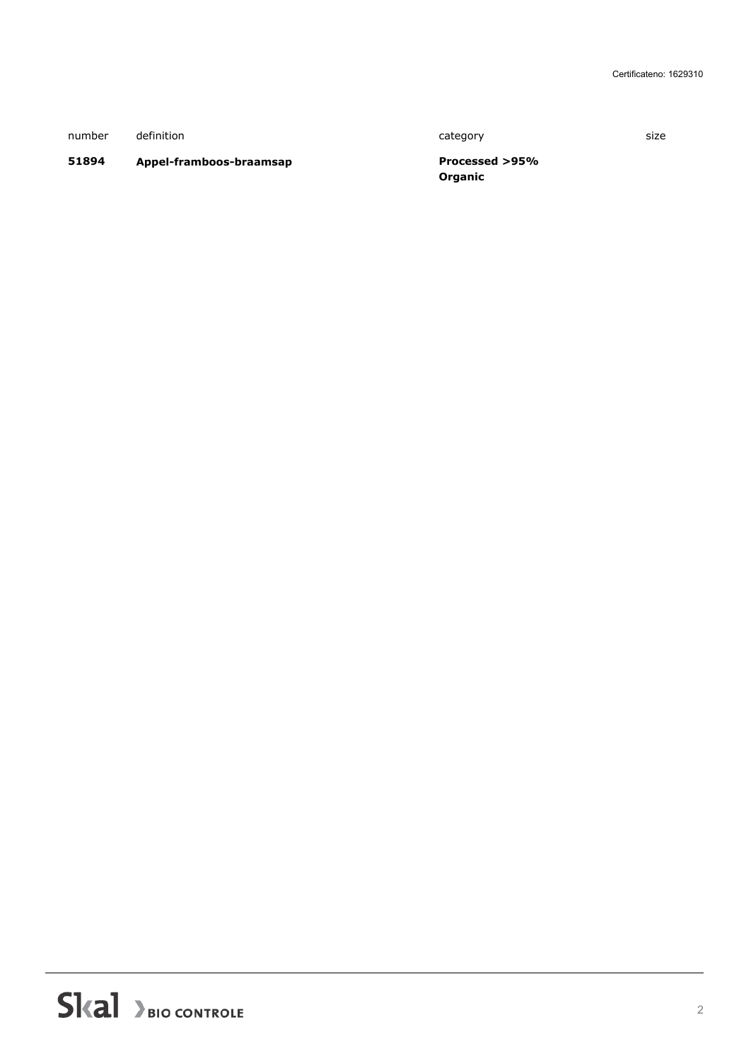Certificateno: 1629310

| number | definition | category | size |
| --- | --- | --- | --- |
| **51894** | **Appel-framboos-braamsap** | **Processed >95% Organic** | |